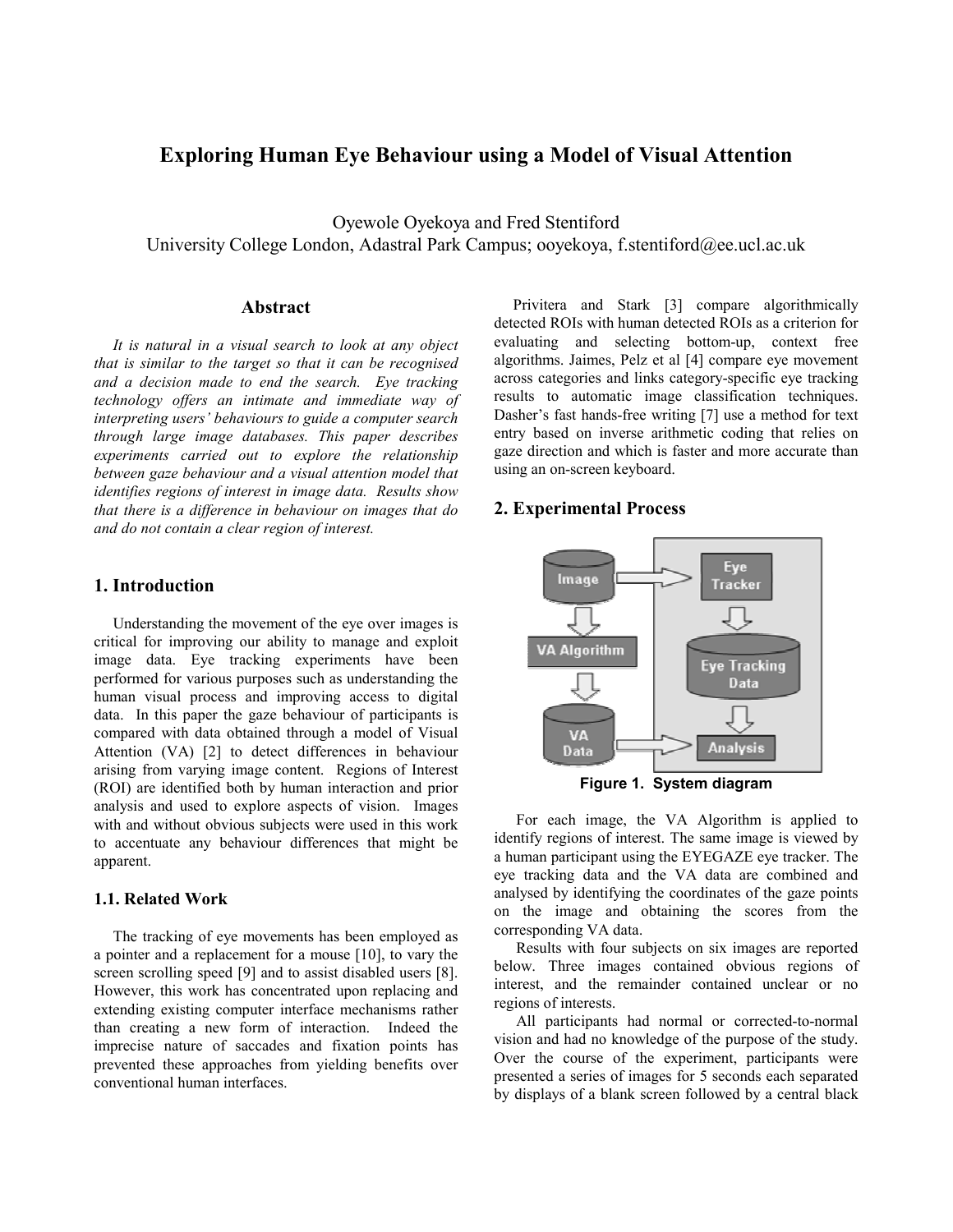# Exploring Human Eye Behaviour using a Model of Visual Attention

Oyewole Oyekoya and Fred Stentiford
University College London, Adastral Park Campus; ooyekoya, f.stentiford@ee.ucl.ac.uk

## Abstract

*It is natural in a visual search to look at any object that is similar to the target so that it can be recognised and a decision made to end the search. Eye tracking technology offers an intimate and immediate way of interpreting users' behaviours to guide a computer search through large image databases. This paper describes experiments carried out to explore the relationship between gaze behaviour and a visual attention model that identifies regions of interest in image data. Results show that there is a difference in behaviour on images that do and do not contain a clear region of interest.*

## 1. Introduction

Understanding the movement of the eye over images is critical for improving our ability to manage and exploit image data. Eye tracking experiments have been performed for various purposes such as understanding the human visual process and improving access to digital data. In this paper the gaze behaviour of participants is compared with data obtained through a model of Visual Attention (VA) [2] to detect differences in behaviour arising from varying image content. Regions of Interest (ROI) are identified both by human interaction and prior analysis and used to explore aspects of vision. Images with and without obvious subjects were used in this work to accentuate any behaviour differences that might be apparent.

### 1.1. Related Work

The tracking of eye movements has been employed as a pointer and a replacement for a mouse [10], to vary the screen scrolling speed [9] and to assist disabled users [8]. However, this work has concentrated upon replacing and extending existing computer interface mechanisms rather than creating a new form of interaction. Indeed the imprecise nature of saccades and fixation points has prevented these approaches from yielding benefits over conventional human interfaces.

Privitera and Stark [3] compare algorithmically detected ROIs with human detected ROIs as a criterion for evaluating and selecting bottom-up, context free algorithms. Jaimes, Pelz et al [4] compare eye movement across categories and links category-specific eye tracking results to automatic image classification techniques. Dasher's fast hands-free writing [7] use a method for text entry based on inverse arithmetic coding that relies on gaze direction and which is faster and more accurate than using an on-screen keyboard.

## 2. Experimental Process

**Figure 1. System diagram**

For each image, the VA Algorithm is applied to identify regions of interest. The same image is viewed by a human participant using the EYEGAZE eye tracker. The eye tracking data and the VA data are combined and analysed by identifying the coordinates of the gaze points on the image and obtaining the scores from the corresponding VA data.

Results with four subjects on six images are reported below. Three images contained obvious regions of interest, and the remainder contained unclear or no regions of interests.

All participants had normal or corrected-to-normal vision and had no knowledge of the purpose of the study. Over the course of the experiment, participants were presented a series of images for 5 seconds each separated by displays of a blank screen followed by a central black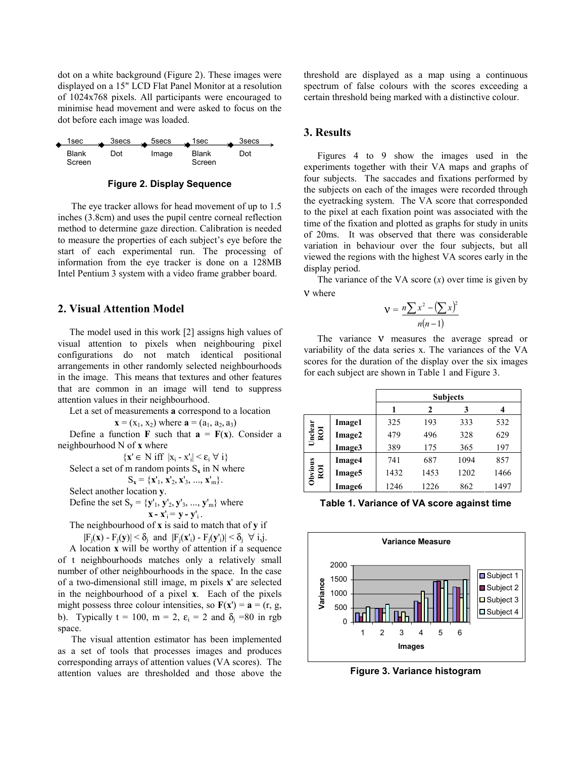dot on a white background (Figure 2). These images were displayed on a 15" LCD Flat Panel Monitor at a resolution of 1024x768 pixels. All participants were encouraged to minimise head movement and were asked to focus on the dot before each image was loaded.

| 1sec | 3secs | 5secs | 1sec | 3secs |
|---|---|---|---|---|
| Blank Screen | Dot | Image | Blank Screen | Dot |

**Figure 2. Display Sequence**

The eye tracker allows for head movement of up to 1.5 inches (3.8cm) and uses the pupil centre corneal reflection method to determine gaze direction. Calibration is needed to measure the properties of each subject's eye before the start of each experimental run. The processing of information from the eye tracker is done on a 128MB Intel Pentium 3 system with a video frame grabber board.

## 2. Visual Attention Model

The model used in this work [2] assigns high values of visual attention to pixels when neighbouring pixel configurations do not match identical positional arrangements in other randomly selected neighbourhoods in the image. This means that textures and other features that are common in an image will tend to suppress attention values in their neighbourhood.

Let a set of measurements **a** correspond to a location

$$\mathbf{x} = (x_1, x_2) \text{ where } \mathbf{a} = (a_1, a_2, a_3)$$

Define a function **F** such that $\mathbf{a} = \mathbf{F}(\mathbf{x})$. Consider a neighbourhood N of **x** where

$$\{\mathbf{x'} \in N \text{ iff } |x_i - x'_i| < \varepsilon_i \ \forall\ i\}$$

Select a set of m random points $S_\mathbf{x}$ in N where

$$S_\mathbf{x} = \{\mathbf{x'}_1, \mathbf{x'}_2, \mathbf{x'}_3, ..., \mathbf{x'}_m\}.$$

Select another location **y**.

Define the set $S_\mathbf{y} = \{\mathbf{y'}_1, \mathbf{y'}_2, \mathbf{y'}_3, ..., \mathbf{y'}_m\}$ where

$$\mathbf{x} - \mathbf{x'}_i = \mathbf{y} - \mathbf{y'}_i.$$

The neighbourhood of **x** is said to match that of **y** if

$$|F_j(\mathbf{x}) - F_j(\mathbf{y})| < \delta_j \text{ and } |F_j(\mathbf{x'}_i) - F_j(\mathbf{y'}_i)| < \delta_j \ \forall\ i,j.$$

A location **x** will be worthy of attention if a sequence of t neighbourhoods matches only a relatively small number of other neighbourhoods in the space. In the case of a two-dimensional still image, m pixels **x'** are selected in the neighbourhood of a pixel **x**. Each of the pixels might possess three colour intensities, so $\mathbf{F}(\mathbf{x'}) = \mathbf{a} = (r, g, b)$. Typically t = 100, m = 2, $\varepsilon_i = 2$ and $\delta_j = 80$ in rgb space.

The visual attention estimator has been implemented as a set of tools that processes images and produces corresponding arrays of attention values (VA scores). The attention values are thresholded and those above the threshold are displayed as a map using a continuous spectrum of false colours with the scores exceeding a certain threshold being marked with a distinctive colour.

## 3. Results

Figures 4 to 9 show the images used in the experiments together with their VA maps and graphs of four subjects. The saccades and fixations performed by the subjects on each of the images were recorded through the eyetracking system. The VA score that corresponded to the pixel at each fixation point was associated with the time of the fixation and plotted as graphs for study in units of 20ms. It was observed that there was considerable variation in behaviour over the four subjects, but all viewed the regions with the highest VA scores early in the display period.

The variance of the VA score ($x$) over time is given by $\nu$ where

$$\nu = \frac{n\sum x^2 - \left(\sum x\right)^2}{n(n-1)}$$

The variance $\nu$ measures the average spread or variability of the data series x. The variances of the VA scores for the duration of the display over the six images for each subject are shown in Table 1 and Figure 3.

| | | Subjects | | | |
|---|---|---|---|---|---|
| | | **1** | **2** | **3** | **4** |
| **Unclear ROI** | **Image1** | 325 | 193 | 333 | 532 |
| | **Image2** | 479 | 496 | 328 | 629 |
| | **Image3** | 389 | 175 | 365 | 197 |
| **Obvious ROI** | **Image4** | 741 | 687 | 1094 | 857 |
| | **Image5** | 1432 | 1453 | 1202 | 1466 |
| | **Image6** | 1246 | 1226 | 862 | 1497 |

**Table 1. Variance of VA score against time**

**Figure 3. Variance histogram**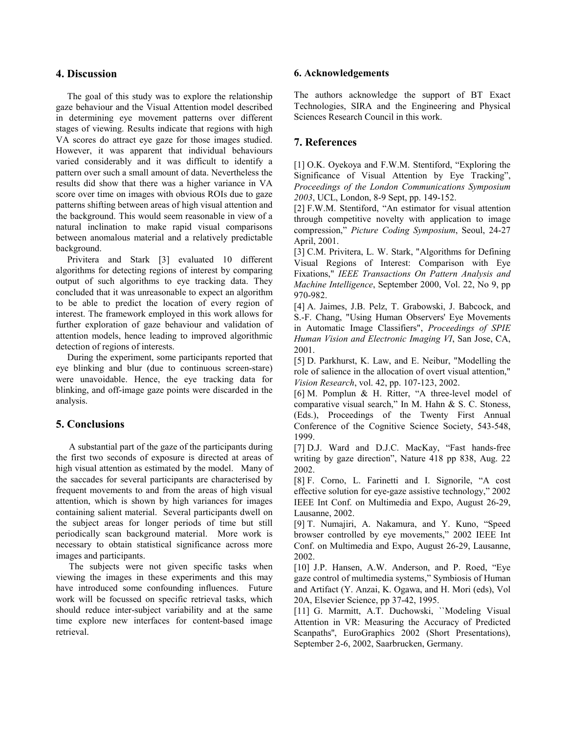## 4. Discussion

The goal of this study was to explore the relationship gaze behaviour and the Visual Attention model described in determining eye movement patterns over different stages of viewing. Results indicate that regions with high VA scores do attract eye gaze for those images studied. However, it was apparent that individual behaviours varied considerably and it was difficult to identify a pattern over such a small amount of data. Nevertheless the results did show that there was a higher variance in VA score over time on images with obvious ROIs due to gaze patterns shifting between areas of high visual attention and the background. This would seem reasonable in view of a natural inclination to make rapid visual comparisons between anomalous material and a relatively predictable background.

Privitera and Stark [3] evaluated 10 different algorithms for detecting regions of interest by comparing output of such algorithms to eye tracking data. They concluded that it was unreasonable to expect an algorithm to be able to predict the location of every region of interest. The framework employed in this work allows for further exploration of gaze behaviour and validation of attention models, hence leading to improved algorithmic detection of regions of interests.

During the experiment, some participants reported that eye blinking and blur (due to continuous screen-stare) were unavoidable. Hence, the eye tracking data for blinking, and off-image gaze points were discarded in the analysis.

## 5. Conclusions

A substantial part of the gaze of the participants during the first two seconds of exposure is directed at areas of high visual attention as estimated by the model. Many of the saccades for several participants are characterised by frequent movements to and from the areas of high visual attention, which is shown by high variances for images containing salient material. Several participants dwell on the subject areas for longer periods of time but still periodically scan background material. More work is necessary to obtain statistical significance across more images and participants.

The subjects were not given specific tasks when viewing the images in these experiments and this may have introduced some confounding influences. Future work will be focussed on specific retrieval tasks, which should reduce inter-subject variability and at the same time explore new interfaces for content-based image retrieval.

### 6. Acknowledgements

The authors acknowledge the support of BT Exact Technologies, SIRA and the Engineering and Physical Sciences Research Council in this work.

## 7. References

[1] O.K. Oyekoya and F.W.M. Stentiford, "Exploring the Significance of Visual Attention by Eye Tracking", *Proceedings of the London Communications Symposium 2003*, UCL, London, 8-9 Sept, pp. 149-152.

[2] F.W.M. Stentiford, "An estimator for visual attention through competitive novelty with application to image compression," *Picture Coding Symposium*, Seoul, 24-27 April, 2001.

[3] C.M. Privitera, L. W. Stark, "Algorithms for Defining Visual Regions of Interest: Comparison with Eye Fixations," *IEEE Transactions On Pattern Analysis and Machine Intelligence*, September 2000, Vol. 22, No 9, pp 970-982.

[4] A. Jaimes, J.B. Pelz, T. Grabowski, J. Babcock, and S.-F. Chang, "Using Human Observers' Eye Movements in Automatic Image Classifiers", *Proceedings of SPIE Human Vision and Electronic Imaging VI*, San Jose, CA, 2001.

[5] D. Parkhurst, K. Law, and E. Neibur, "Modelling the role of salience in the allocation of overt visual attention," *Vision Research*, vol. 42, pp. 107-123, 2002.

[6] M. Pomplun & H. Ritter, "A three-level model of comparative visual search," In M. Hahn & S. C. Stoness, (Eds.), Proceedings of the Twenty First Annual Conference of the Cognitive Science Society, 543-548, 1999.

[7] D.J. Ward and D.J.C. MacKay, "Fast hands-free writing by gaze direction", Nature 418 pp 838, Aug. 22 2002.

[8] F. Corno, L. Farinetti and I. Signorile, "A cost effective solution for eye-gaze assistive technology," 2002 IEEE Int Conf. on Multimedia and Expo, August 26-29, Lausanne, 2002.

[9] T. Numajiri, A. Nakamura, and Y. Kuno, "Speed browser controlled by eye movements," 2002 IEEE Int Conf. on Multimedia and Expo, August 26-29, Lausanne, 2002.

[10] J.P. Hansen, A.W. Anderson, and P. Roed, "Eye gaze control of multimedia systems," Symbiosis of Human and Artifact (Y. Anzai, K. Ogawa, and H. Mori (eds), Vol 20A, Elsevier Science, pp 37-42, 1995.

[11] G. Marmitt, A.T. Duchowski, ``Modeling Visual Attention in VR: Measuring the Accuracy of Predicted Scanpaths'', EuroGraphics 2002 (Short Presentations), September 2-6, 2002, Saarbrucken, Germany.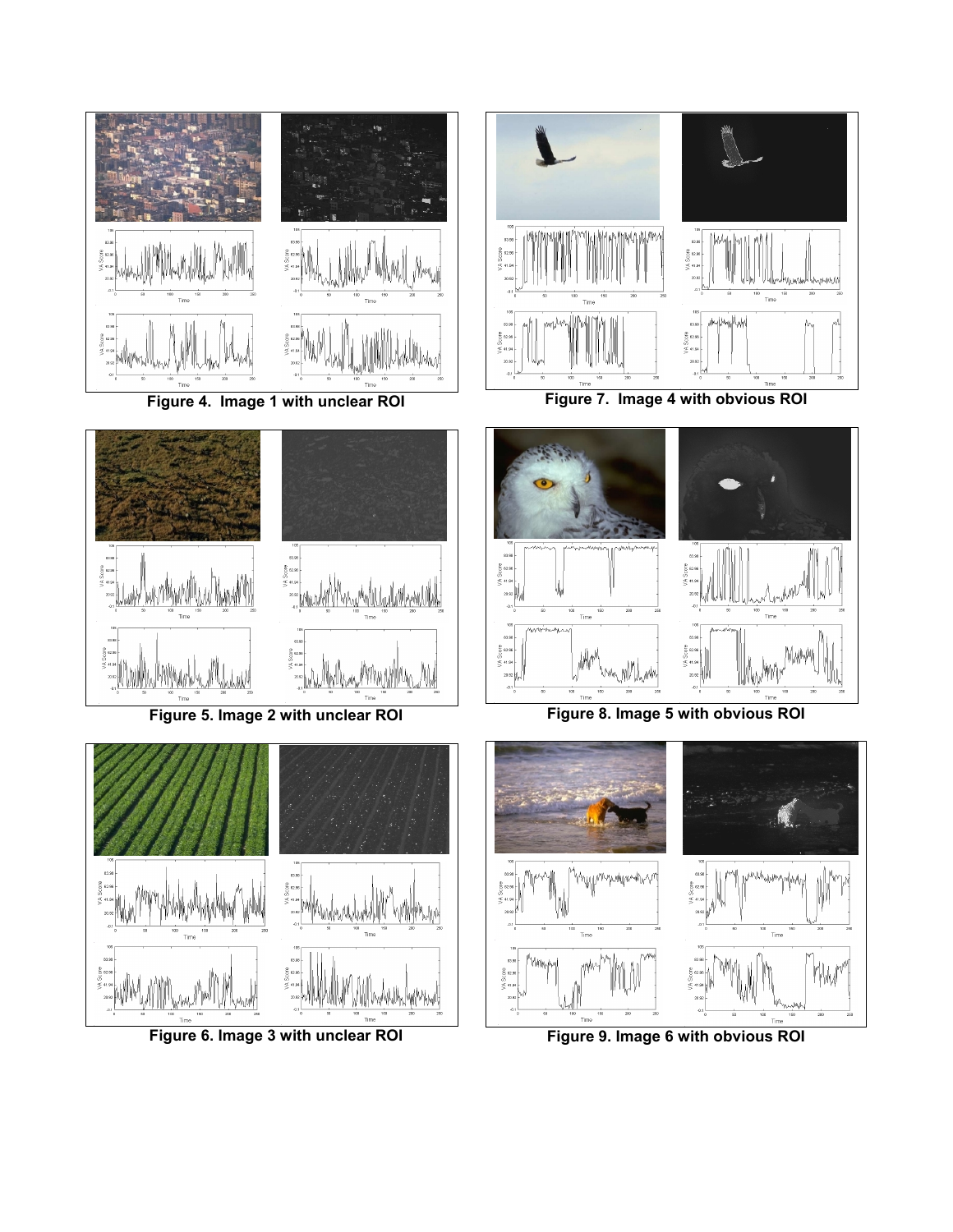Figure 4. Image 1 with unclear ROI

Figure 7. Image 4 with obvious ROI

Figure 5. Image 2 with unclear ROI

Figure 8. Image 5 with obvious ROI

Figure 6. Image 3 with unclear ROI

Figure 9. Image 6 with obvious ROI